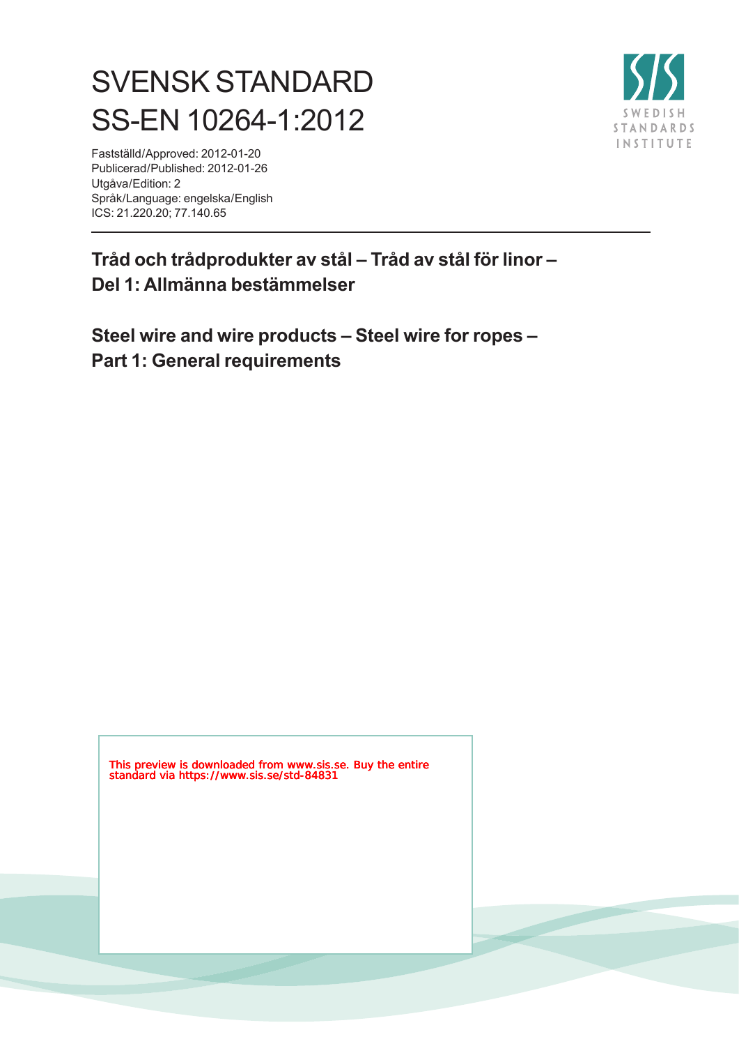# SVENSK STANDARD
# SS-EN 10264-1:2012

Fastställd/Approved: 2012-01-20
Publicerad/Published: 2012-01-26
Utgåva/Edition: 2
Språk/Language: engelska/English
ICS: 21.220.20; 77.140.65

## Tråd och trådprodukter av stål – Tråd av stål för linor – Del 1: Allmänna bestämmelser

## Steel wire and wire products – Steel wire for ropes – Part 1: General requirements

This preview is downloaded from www.sis.se. Buy the entire standard via https://www.sis.se/std-84831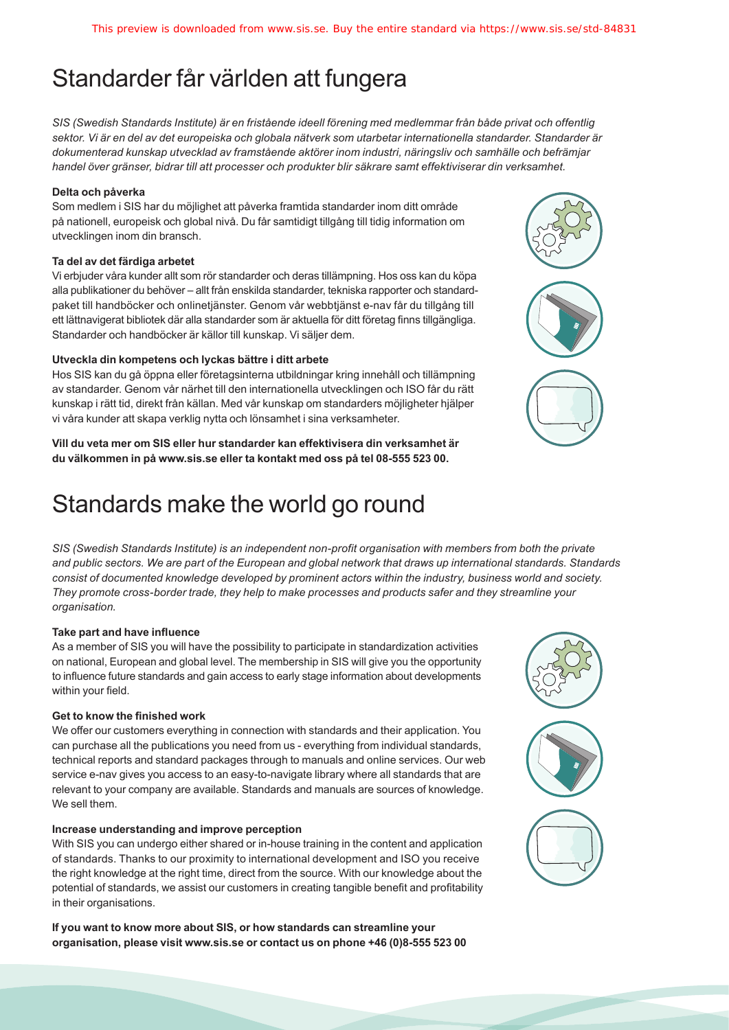# Standarder får världen att fungera

*SIS (Swedish Standards Institute) är en fristående ideell förening med medlemmar från både privat och offentlig sektor. Vi är en del av det europeiska och globala nätverk som utarbetar internationella standarder. Standarder är dokumenterad kunskap utvecklad av framstående aktörer inom industri, näringsliv och samhälle och befrämjar handel över gränser, bidrar till att processer och produkter blir säkrare samt effektiviserar din verksamhet.*

**Delta och påverka**

Som medlem i SIS har du möjlighet att påverka framtida standarder inom ditt område på nationell, europeisk och global nivå. Du får samtidigt tillgång till tidig information om utvecklingen inom din bransch.

**Ta del av det färdiga arbetet**

Vi erbjuder våra kunder allt som rör standarder och deras tillämpning. Hos oss kan du köpa alla publikationer du behöver – allt från enskilda standarder, tekniska rapporter och standardpaket till handböcker och onlinetjänster. Genom vår webbtjänst e-nav får du tillgång till ett lättnavigerat bibliotek där alla standarder som är aktuella för ditt företag finns tillgängliga. Standarder och handböcker är källor till kunskap. Vi säljer dem.

**Utveckla din kompetens och lyckas bättre i ditt arbete**

Hos SIS kan du gå öppna eller företagsinterna utbildningar kring innehåll och tillämpning av standarder. Genom vår närhet till den internationella utvecklingen och ISO får du rätt kunskap i rätt tid, direkt från källan. Med vår kunskap om standarders möjligheter hjälper vi våra kunder att skapa verklig nytta och lönsamhet i sina verksamheter.

**Vill du veta mer om SIS eller hur standarder kan effektivisera din verksamhet är du välkommen in på www.sis.se eller ta kontakt med oss på tel 08-555 523 00.**

# Standards make the world go round

*SIS (Swedish Standards Institute) is an independent non-profit organisation with members from both the private and public sectors. We are part of the European and global network that draws up international standards. Standards consist of documented knowledge developed by prominent actors within the industry, business world and society. They promote cross-border trade, they help to make processes and products safer and they streamline your organisation.*

**Take part and have influence**

As a member of SIS you will have the possibility to participate in standardization activities on national, European and global level. The membership in SIS will give you the opportunity to influence future standards and gain access to early stage information about developments within your field.

**Get to know the finished work**

We offer our customers everything in connection with standards and their application. You can purchase all the publications you need from us - everything from individual standards, technical reports and standard packages through to manuals and online services. Our web service e-nav gives you access to an easy-to-navigate library where all standards that are relevant to your company are available. Standards and manuals are sources of knowledge. We sell them.

**Increase understanding and improve perception**

With SIS you can undergo either shared or in-house training in the content and application of standards. Thanks to our proximity to international development and ISO you receive the right knowledge at the right time, direct from the source. With our knowledge about the potential of standards, we assist our customers in creating tangible benefit and profitability in their organisations.

**If you want to know more about SIS, or how standards can streamline your organisation, please visit www.sis.se or contact us on phone +46 (0)8-555 523 00**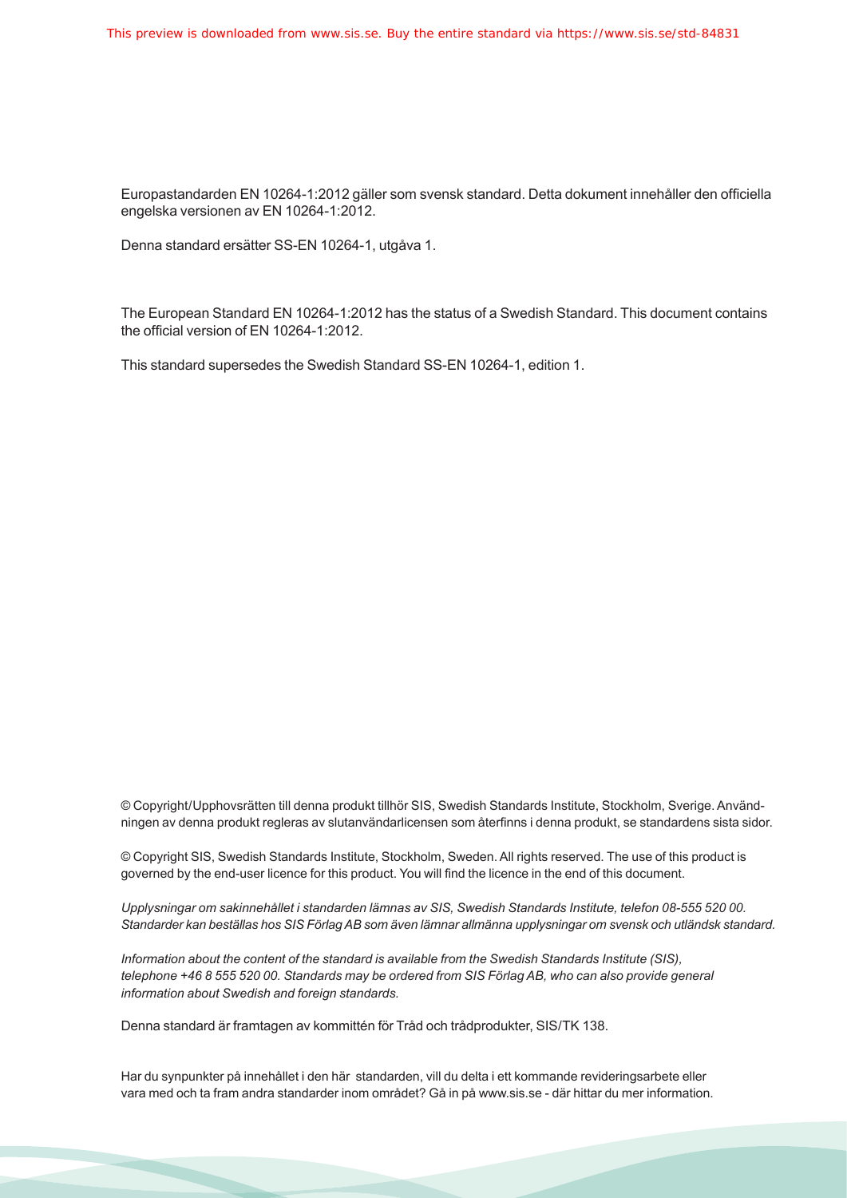Europastandarden EN 10264-1:2012 gäller som svensk standard. Detta dokument innehåller den officiella engelska versionen av EN 10264-1:2012.

Denna standard ersätter SS-EN 10264-1, utgåva 1.

The European Standard EN 10264-1:2012 has the status of a Swedish Standard. This document contains the official version of EN 10264-1:2012.

This standard supersedes the Swedish Standard SS-EN 10264-1, edition 1.

© Copyright/Upphovsrätten till denna produkt tillhör SIS, Swedish Standards Institute, Stockholm, Sverige. Användningen av denna produkt regleras av slutanvändarlicensen som återfinns i denna produkt, se standardens sista sidor.

© Copyright SIS, Swedish Standards Institute, Stockholm, Sweden. All rights reserved. The use of this product is governed by the end-user licence for this product. You will find the licence in the end of this document.

*Upplysningar om sakinnehållet i standarden lämnas av SIS, Swedish Standards Institute, telefon 08-555 520 00. Standarder kan beställas hos SIS Förlag AB som även lämnar allmänna upplysningar om svensk och utländsk standard.*

*Information about the content of the standard is available from the Swedish Standards Institute (SIS), telephone +46 8 555 520 00. Standards may be ordered from SIS Förlag AB, who can also provide general information about Swedish and foreign standards.*

Denna standard är framtagen av kommittén för Tråd och trådprodukter, SIS/TK 138.

Har du synpunkter på innehållet i den här standarden, vill du delta i ett kommande revideringsarbete eller vara med och ta fram andra standarder inom området? Gå in på www.sis.se - där hittar du mer information.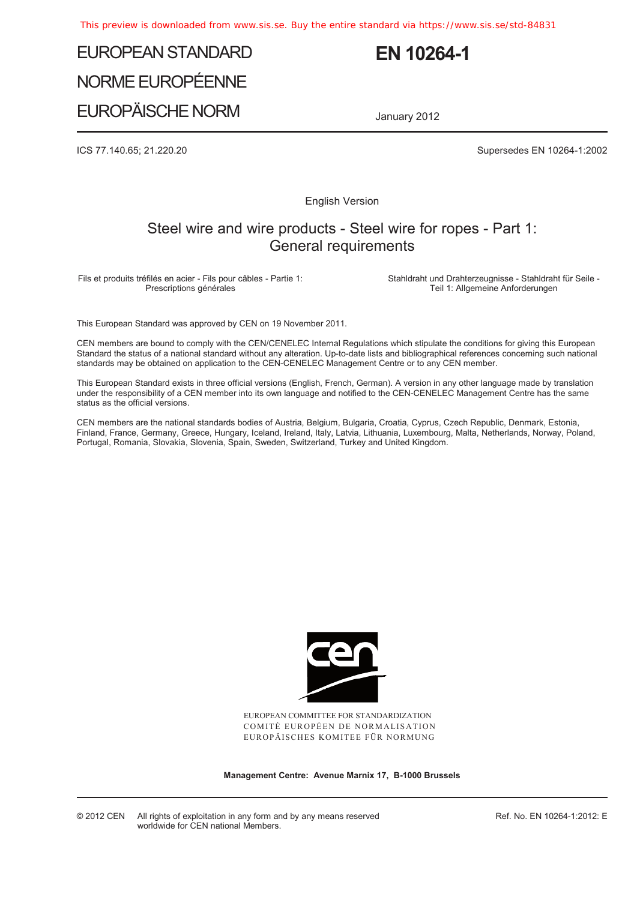# EUROPEAN STANDARD

# NORME EUROPÉENNE

# EUROPÄISCHE NORM

# EN 10264-1

January 2012

ICS 77.140.65; 21.220.20

Supersedes EN 10264-1:2002

English Version

## Steel wire and wire products - Steel wire for ropes - Part 1: General requirements

Fils et produits tréfilés en acier - Fils pour câbles - Partie 1: Prescriptions générales

Stahldraht und Drahterzeugnisse - Stahldraht für Seile - Teil 1: Allgemeine Anforderungen

This European Standard was approved by CEN on 19 November 2011.

CEN members are bound to comply with the CEN/CENELEC Internal Regulations which stipulate the conditions for giving this European Standard the status of a national standard without any alteration. Up-to-date lists and bibliographical references concerning such national standards may be obtained on application to the CEN-CENELEC Management Centre or to any CEN member.

This European Standard exists in three official versions (English, French, German). A version in any other language made by translation under the responsibility of a CEN member into its own language and notified to the CEN-CENELEC Management Centre has the same status as the official versions.

CEN members are the national standards bodies of Austria, Belgium, Bulgaria, Croatia, Cyprus, Czech Republic, Denmark, Estonia, Finland, France, Germany, Greece, Hungary, Iceland, Ireland, Italy, Latvia, Lithuania, Luxembourg, Malta, Netherlands, Norway, Poland, Portugal, Romania, Slovakia, Slovenia, Spain, Sweden, Switzerland, Turkey and United Kingdom.

EUROPEAN COMMITTEE FOR STANDARDIZATION
COMITÉ EUROPÉEN DE NORMALISATION
EUROPÄISCHES KOMITEE FÜR NORMUNG

**Management Centre: Avenue Marnix 17, B-1000 Brussels**

© 2012 CEN All rights of exploitation in any form and by any means reserved worldwide for CEN national Members.

Ref. No. EN 10264-1:2012: E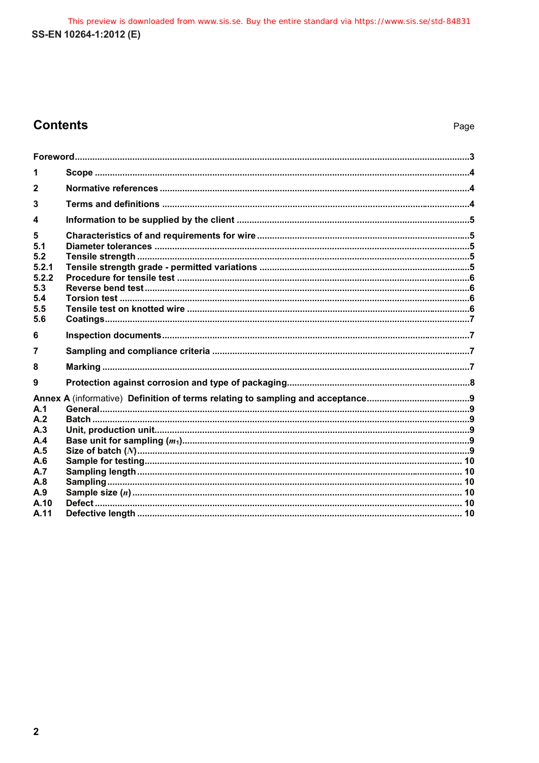## Contents

Page

Foreword ... 3

1 Scope ... 4

2 Normative references ... 4

3 Terms and definitions ... 4

4 Information to be supplied by the client ... 5

5 Characteristics of and requirements for wire ... 5
5.1 Diameter tolerances ... 5
5.2 Tensile strength ... 5
5.2.1 Tensile strength grade - permitted variations ... 5
5.2.2 Procedure for tensile test ... 6
5.3 Reverse bend test ... 6
5.4 Torsion test ... 6
5.5 Tensile test on knotted wire ... 6
5.6 Coatings ... 7

6 Inspection documents ... 7

7 Sampling and compliance criteria ... 7

8 Marking ... 7

9 Protection against corrosion and type of packaging ... 8

Annex A (informative) Definition of terms relating to sampling and acceptance ... 9
A.1 General ... 9
A.2 Batch ... 9
A.3 Unit, production unit ... 9
A.4 Base unit for sampling ($m_1$) ... 9
A.5 Size of batch ($N$) ... 9
A.6 Sample for testing ... 10
A.7 Sampling length ... 10
A.8 Sampling ... 10
A.9 Sample size ($n$) ... 10
A.10 Defect ... 10
A.11 Defective length ... 10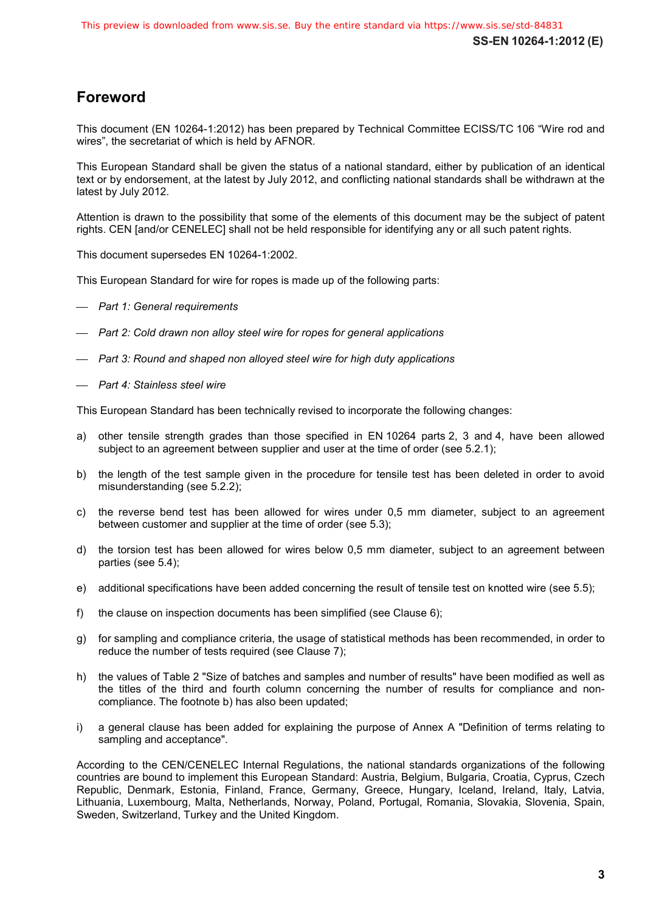# Foreword

This document (EN 10264-1:2012) has been prepared by Technical Committee ECISS/TC 106 "Wire rod and wires", the secretariat of which is held by AFNOR.

This European Standard shall be given the status of a national standard, either by publication of an identical text or by endorsement, at the latest by July 2012, and conflicting national standards shall be withdrawn at the latest by July 2012.

Attention is drawn to the possibility that some of the elements of this document may be the subject of patent rights. CEN [and/or CENELEC] shall not be held responsible for identifying any or all such patent rights.

This document supersedes EN 10264-1:2002.

This European Standard for wire for ropes is made up of the following parts:

- *Part 1: General requirements*
- *Part 2: Cold drawn non alloy steel wire for ropes for general applications*
- *Part 3: Round and shaped non alloyed steel wire for high duty applications*
- *Part 4: Stainless steel wire*

This European Standard has been technically revised to incorporate the following changes:

a) other tensile strength grades than those specified in EN 10264 parts 2, 3 and 4, have been allowed subject to an agreement between supplier and user at the time of order (see 5.2.1);

b) the length of the test sample given in the procedure for tensile test has been deleted in order to avoid misunderstanding (see 5.2.2);

c) the reverse bend test has been allowed for wires under 0,5 mm diameter, subject to an agreement between customer and supplier at the time of order (see 5.3);

d) the torsion test has been allowed for wires below 0,5 mm diameter, subject to an agreement between parties (see 5.4);

e) additional specifications have been added concerning the result of tensile test on knotted wire (see 5.5);

f) the clause on inspection documents has been simplified (see Clause 6);

g) for sampling and compliance criteria, the usage of statistical methods has been recommended, in order to reduce the number of tests required (see Clause 7);

h) the values of Table 2 "Size of batches and samples and number of results" have been modified as well as the titles of the third and fourth column concerning the number of results for compliance and non-compliance. The footnote b) has also been updated;

i) a general clause has been added for explaining the purpose of Annex A "Definition of terms relating to sampling and acceptance".

According to the CEN/CENELEC Internal Regulations, the national standards organizations of the following countries are bound to implement this European Standard: Austria, Belgium, Bulgaria, Croatia, Cyprus, Czech Republic, Denmark, Estonia, Finland, France, Germany, Greece, Hungary, Iceland, Ireland, Italy, Latvia, Lithuania, Luxembourg, Malta, Netherlands, Norway, Poland, Portugal, Romania, Slovakia, Slovenia, Spain, Sweden, Switzerland, Turkey and the United Kingdom.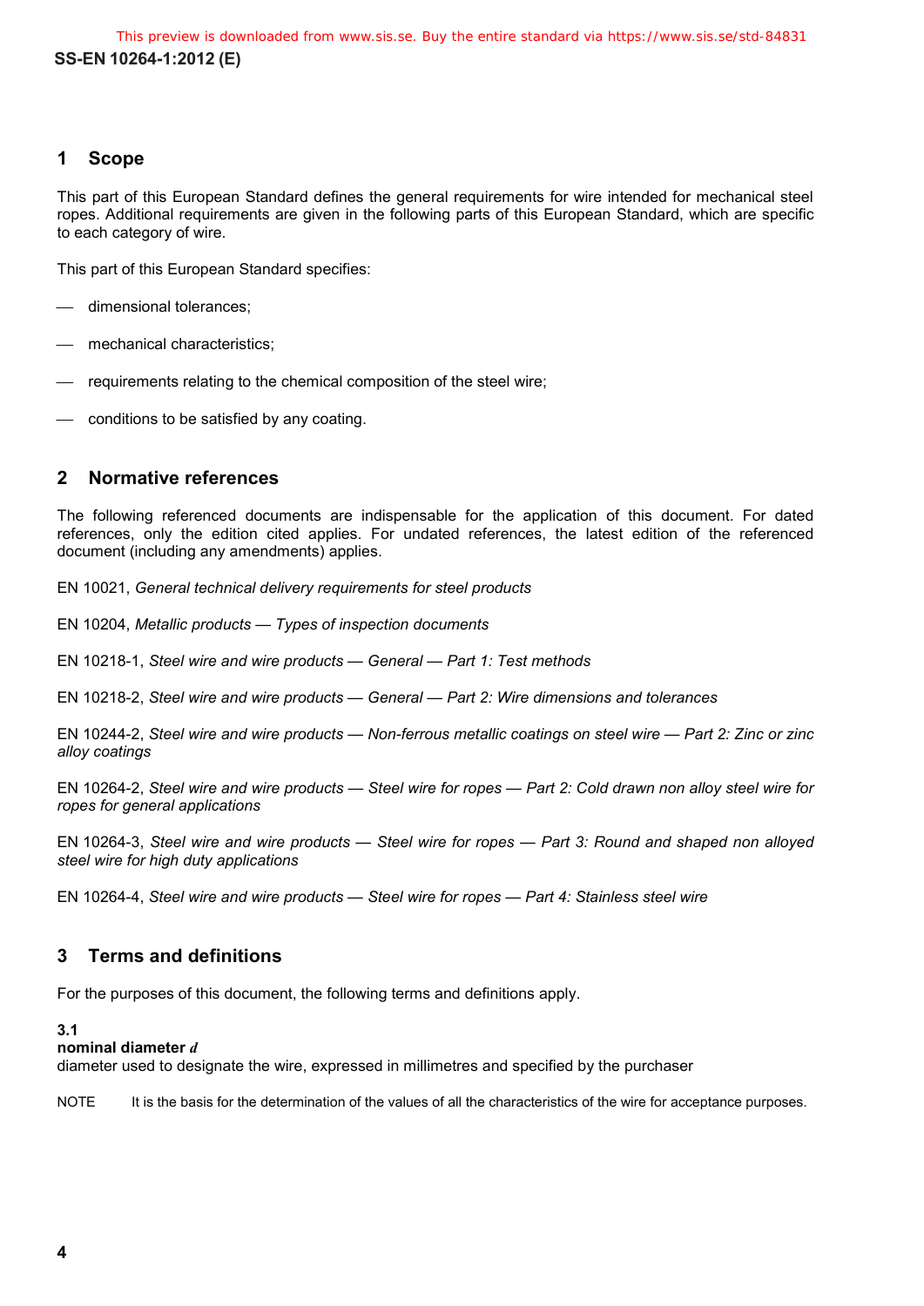## 1 Scope

This part of this European Standard defines the general requirements for wire intended for mechanical steel ropes. Additional requirements are given in the following parts of this European Standard, which are specific to each category of wire.

This part of this European Standard specifies:

- dimensional tolerances;
- mechanical characteristics;
- requirements relating to the chemical composition of the steel wire;
- conditions to be satisfied by any coating.

## 2 Normative references

The following referenced documents are indispensable for the application of this document. For dated references, only the edition cited applies. For undated references, the latest edition of the referenced document (including any amendments) applies.

EN 10021, *General technical delivery requirements for steel products*

EN 10204, *Metallic products — Types of inspection documents*

EN 10218-1, *Steel wire and wire products — General — Part 1: Test methods*

EN 10218-2, *Steel wire and wire products — General — Part 2: Wire dimensions and tolerances*

EN 10244-2, *Steel wire and wire products — Non-ferrous metallic coatings on steel wire — Part 2: Zinc or zinc alloy coatings*

EN 10264-2, *Steel wire and wire products — Steel wire for ropes — Part 2: Cold drawn non alloy steel wire for ropes for general applications*

EN 10264-3, *Steel wire and wire products — Steel wire for ropes — Part 3: Round and shaped non alloyed steel wire for high duty applications*

EN 10264-4, *Steel wire and wire products — Steel wire for ropes — Part 4: Stainless steel wire*

## 3 Terms and definitions

For the purposes of this document, the following terms and definitions apply.

**3.1**
**nominal diameter $d$**
diameter used to designate the wire, expressed in millimetres and specified by the purchaser

NOTE It is the basis for the determination of the values of all the characteristics of the wire for acceptance purposes.